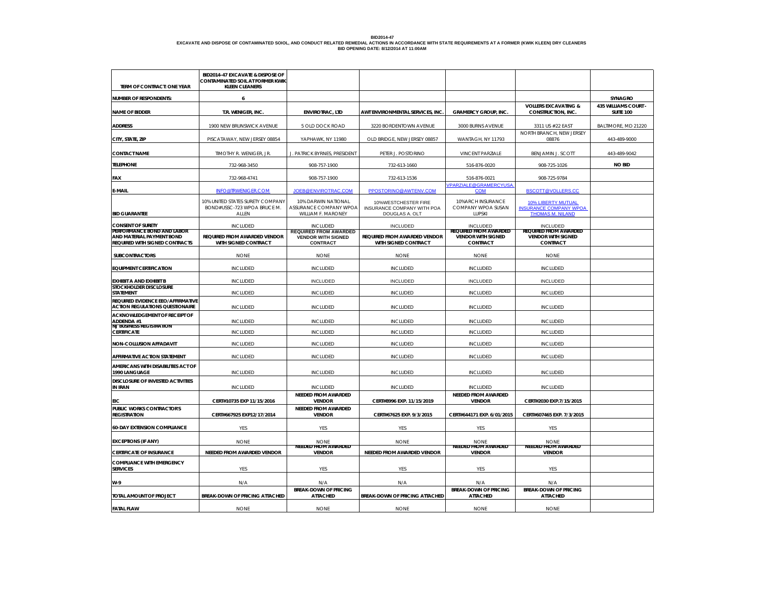**BID2014-47**

**EXCAVATE AND DISPOSE OF CONTAMINATED SOIOL, AND CONDUCT RELATED REMEDIAL ACTIONS IN ACCORDANCE WITH STATE REQUIREMENTS AT A FORMER (KWIK KLEEN) DRY CLEANERS**

**BID OPENING DATE: 8/12/2014 AT 11:00AM**

| TERM OF CONTRACT: ONE YEAR | BID2014-47 EXCAVATE & DISPOSE OF CONTAMINATED SOIL AT FORMER KWIK KLEEN CLEANERS | | | | | |
|---|---|---|---|---|---|---|
| NUMBER OF RESPONDENTS: | 6 | | | | | SYNAGRO |
| NAME OF BIDDER | T.R. WENIGER, INC. | ENVIROTRAC, LTD | AWT ENVIRONMENTAL SERVICES, INC. | GRAMERCY GROUP, INC. | VOLLERS EXCAVATING & CONSTRUCTION, INC. | 435 WILLIAMS COURT-SUITE 100 |
| ADDRESS | 1900 NEW BRUNSWICK AVENUE | 5 OLD DOCK ROAD | 3220 BORDENTOWN AVENUE | 3000 BURNS AVENUE | 3311 US #22 EAST | BALTIMORE, MD 21220 |
| CITY, STATE, ZIP | PISCATAWAY, NEW JERSEY 08854 | YAPHAWK, NY 11980 | OLD BRIDGE, NEW JERSEY 08857 | WANTAGH, NY 11793 | NORTH BRANCH, NEW JERSEY 08876 | 443-489-9000 |
| CONTACT NAME | TIMOTHY R. WENIGER, JR. | J. PATRICK BYRNES, PRESIDENT | PETER J. POSTORINO | VINCENT PARZIALE | BENJAMIN J. SCOTT | 443-489-9042 |
| TELEPHONE | 732-968-3450 | 908-757-1900 | 732-613-1660 | 516-876-0020 | 908-725-1026 | NO BID |
| FAX | 732-968-4741 | 908-757-1900 | 732-613-1536 | 516-876-0021 | 908-725-9784 | |
| E-MAIL | INFO@TRWENIGER.COM | JOEB@ENVIROTRAC.COM | PPOSTORINO@AWTENV.COM | VPARZIALE@GRAMERCYUSA.COM | BSCOTT@VOLLERS.CC | |
| BID GUARANTEE | 10% UNITED STATES SURETY COMPANY BOND#USSC-723 WPOA BRUCE M. ALLEN | 10% DARWIN NATIONAL ASSURANCE COMPANY WPOA WILLIAM F. MARONEY | 10% WESTCHESTER FIRE INSURANCE COMPANY WITH POA DOUGLAS A. OLT | 10% ARCH INSURANCE COMPANY WPOA SUSAN LUPSKI | 10% LIBERTY MUTUAL INSURANCE COMPANY WPOA THOMAS M. NILAND | |
| CONSENT OF SURETY | INCLUDED | INCLUDED | INCLUDED | INCLUDED | INCLUDED | |
| PERFORMANCE BOND AND LABOR AND MATERIAL PAYMENT BOND REQUIRED WITH SIGNED CONTRACTS | REQUIRED FROM AWARDED VENDOR WITH SIGNED CONTRACT | REQUIRED FROM AWARDED VENDOR WITH SIGNED CONTRACT | REQUIRED FROM AWARDED VENDOR WITH SIGNED CONTRACT | REQUIRED FROM AWARDED VENDOR WITH SIGNED CONTRACT | REQUIRED FROM AWARDED VENDOR WITH SIGNED CONTRACT | |
| SUBCONTRACTORS | NONE | NONE | NONE | NONE | NONE | |
| EQUIPMENT CERTIFICATION | INCLUDED | INCLUDED | INCLUDED | INCLUDED | INCLUDED | |
| EXHIBIT A AND EXHIBIT B | INCLUDED | INCLUDED | INCLUDED | INCLUDED | INCLUDED | |
| STOCKHOLDER DISCLOSURE STATEMENT | INCLUDED | INCLUDED | INCLUDED | INCLUDED | INCLUDED | |
| REQUIRED EVIDENCE EEO/AFFIRMATIVE ACTION REGULATIONS QUESTIONAIRE | INCLUDED | INCLUDED | INCLUDED | INCLUDED | INCLUDED | |
| ACKNOWLEDGEMENT OF RECEIPT OF ADDENDA #1 | INCLUDED | INCLUDED | INCLUDED | INCLUDED | INCLUDED | |
| NJ BUSINESS REGISTRATION CERTIFICATE | INCLUDED | INCLUDED | INCLUDED | INCLUDED | INCLUDED | |
| NON-COLLUSION AFFADAVIT | INCLUDED | INCLUDED | INCLUDED | INCLUDED | INCLUDED | |
| AFFIRMATIVE ACTION STATEMENT | INCLUDED | INCLUDED | INCLUDED | INCLUDED | INCLUDED | |
| AMERICANS WITH DISABILITIES ACT OF 1990 LANGUAGE | INCLUDED | INCLUDED | INCLUDED | INCLUDED | INCLUDED | |
| DISCLOSURE OF INVESTED ACTIVITIES IN IRAN | INCLUDED | INCLUDED | INCLUDED | INCLUDED | INCLUDED | |
| EIC | CERT#10735 EXP 11/15/2016 | NEEDED FROM AWARDED VENDOR | CERT#8996 EXP. 11/15/2019 | NEEDED FROM AWARDED VENDOR | CERT#2030 EXP.7/15/2015 | |
| PUBLIC WORKS CONTRACTOR'S REGISTRATION | CERT#667925 EXP12/17/2014 | NEEDED FROM AWARDED VENDOR | CERT#67625 EXP. 9/3/2015 | CERT#644171 EXP. 6/01/2015 | CERT#607465 EXP. 7/3/2015 | |
| 60-DAY EXTENSION COMPLIANCE | YES | YES | YES | YES | YES | |
| EXCEPTIONS (IF ANY) | NONE | NONE | NONE | NONE | NONE | |
| CERTIFICATE OF INSURANCE | NEEDED FROM AWARDED VENDOR | NEEDED FROM AWARDED VENDOR | NEEDED FROM AWARDED VENDOR | NEEDED FROM AWARDED VENDOR | NEEDED FROM AWARDED VENDOR | |
| COMPLIANCE WITH EMERGENCY SERVICES | YES | YES | YES | YES | YES | |
| W-9 | N/A | N/A | N/A | N/A | N/A | |
| TOTAL AMOUNT OF PROJECT | BREAK-DOWN OF PRICING ATTACHED | BREAK-DOWN OF PRICING ATTACHED | BREAK-DOWN OF PRICING ATTACHED | BREAK-DOWN OF PRICING ATTACHED | BREAK-DOWN OF PRICING ATTACHED | |
| FATAL FLAW | NONE | NONE | NONE | NONE | NONE | |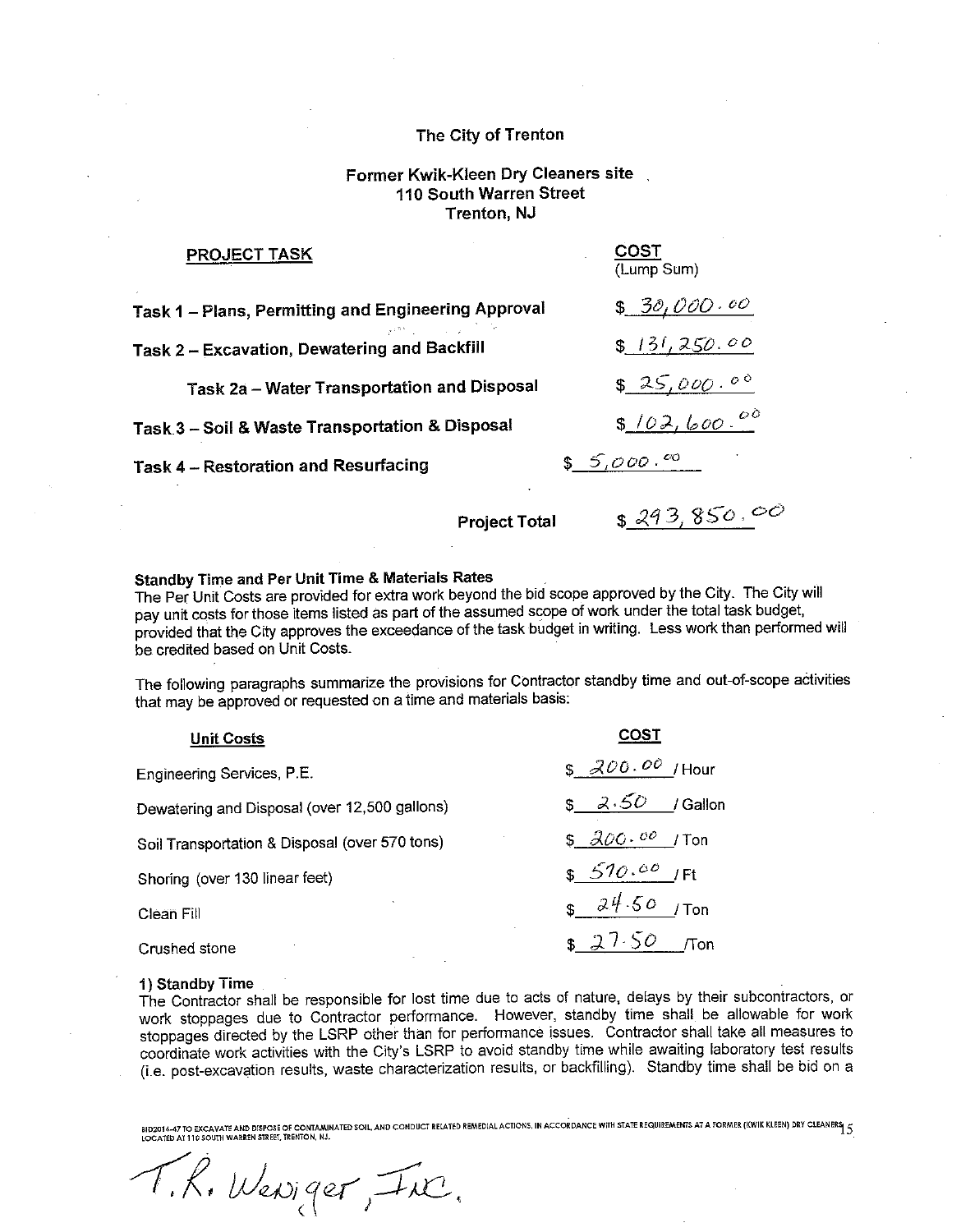# The City of Trenton

## Former Kwik-Kleen Dry Cleaners site
## 110 South Warren Street
## Trenton, NJ

| PROJECT TASK | COST (Lump Sum) |
|---|---|
| Task 1 – Plans, Permitting and Engineering Approval | $ 30,000.00 |
| Task 2 – Excavation, Dewatering and Backfill | $ 131,250.00 |
| Task 2a – Water Transportation and Disposal | $ 25,000.00 |
| Task 3 – Soil & Waste Transportation & Disposal | $ 102,600.00 |
| Task 4 – Restoration and Resurfacing | $ 5,000.00 |
| Project Total | $ 293,850.00 |

**Standby Time and Per Unit Time & Materials Rates**

The Per Unit Costs are provided for extra work beyond the bid scope approved by the City. The City will pay unit costs for those items listed as part of the assumed scope of work under the total task budget, provided that the City approves the exceedance of the task budget in writing. Less work than performed will be credited based on Unit Costs.

The following paragraphs summarize the provisions for Contractor standby time and out-of-scope activities that may be approved or requested on a time and materials basis:

| Unit Costs | COST |
|---|---|
| Engineering Services, P.E. | $ 200.00 / Hour |
| Dewatering and Disposal (over 12,500 gallons) | $ 2.50 / Gallon |
| Soil Transportation & Disposal (over 570 tons) | $ 200.00 / Ton |
| Shoring (over 130 linear feet) | $ 570.00 / Ft |
| Clean Fill | $ 24.50 / Ton |
| Crushed stone | $ 27.50 /Ton |

**1) Standby Time**

The Contractor shall be responsible for lost time due to acts of nature, delays by their subcontractors, or work stoppages due to Contractor performance. However, standby time shall be allowable for work stoppages directed by the LSRP other than for performance issues. Contractor shall take all measures to coordinate work activities with the City's LSRP to avoid standby time while awaiting laboratory test results (i.e. post-excavation results, waste characterization results, or backfilling). Standby time shall be bid on a

BID2014-47 TO EXCAVATE AND DISPOSE OF CONTAMINATED SOIL AND CONDUCT RELATED REMEDIAL ACTIONS, IN ACCORDANCE WITH STATE REQUIREMENTS AT A FORMER (KWIK KLEEN) DRY CLEANERS LOCATED AT 110 SOUTH WARREN STREET, TRENTON, NJ.

T. R. Weniger, Inc.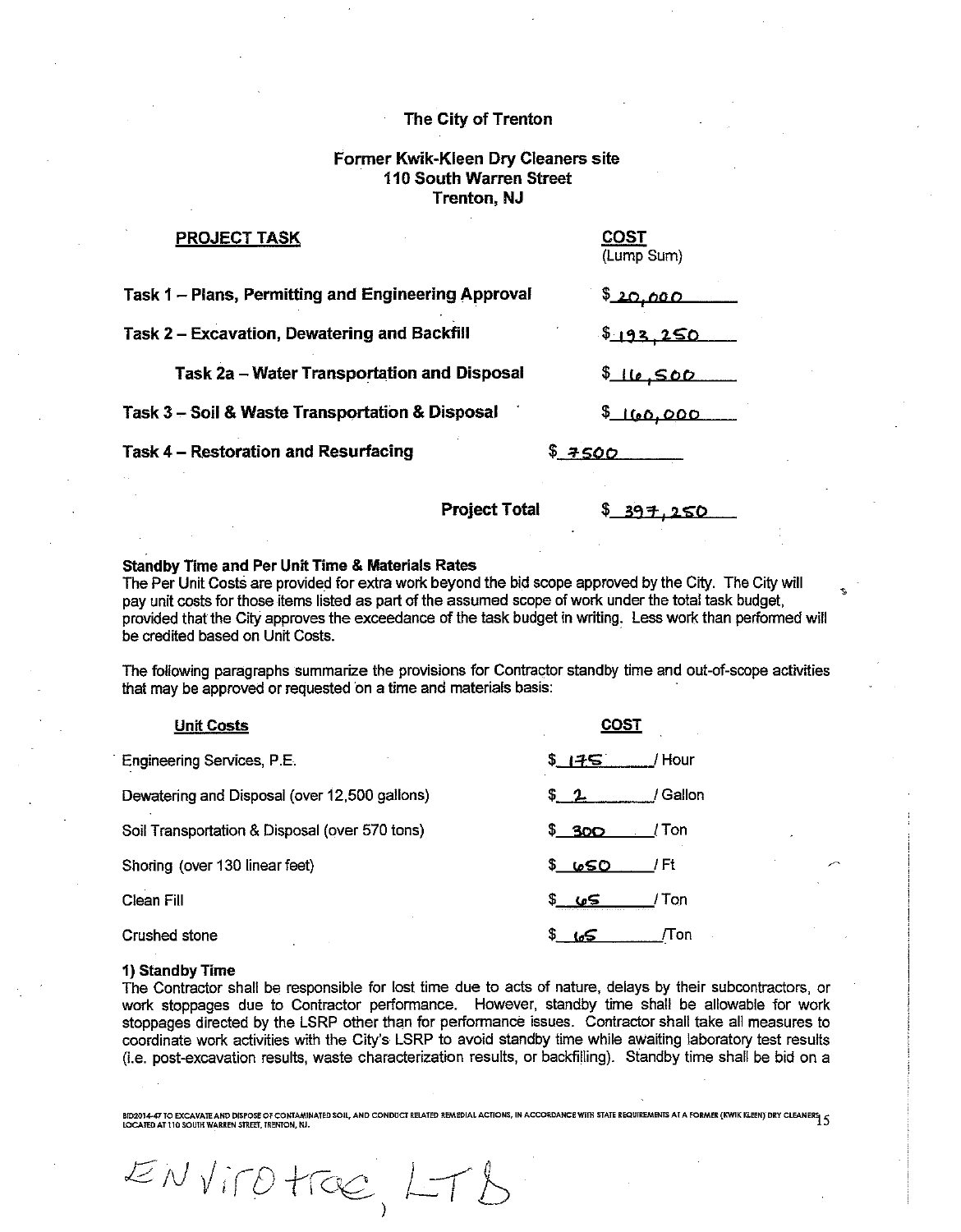**The City of Trenton**

**Former Kwik-Kleen Dry Cleaners site**
**110 South Warren Street**
**Trenton, NJ**

| PROJECT TASK | COST (Lump Sum) |
|---|---|
| **Task 1 – Plans, Permitting and Engineering Approval** | $ 20,000 |
| **Task 2 – Excavation, Dewatering and Backfill** | $ 193,250 |
| **Task 2a – Water Transportation and Disposal** | $ 16,500 |
| **Task 3 – Soil & Waste Transportation & Disposal** | $ 160,000 |
| **Task 4 – Restoration and Resurfacing** | $ 7500 |
| **Project Total** | $ 397,250 |

**Standby Time and Per Unit Time & Materials Rates**

The Per Unit Costs are provided for extra work beyond the bid scope approved by the City. The City will pay unit costs for those items listed as part of the assumed scope of work under the total task budget, provided that the City approves the exceedance of the task budget in writing. Less work than performed will be credited based on Unit Costs.

The following paragraphs summarize the provisions for Contractor standby time and out-of-scope activities that may be approved or requested on a time and materials basis:

| Unit Costs | COST |
|---|---|
| Engineering Services, P.E. | $ 175 / Hour |
| Dewatering and Disposal (over 12,500 gallons) | $ 2 / Gallon |
| Soil Transportation & Disposal (over 570 tons) | $ 300 / Ton |
| Shoring (over 130 linear feet) | $ 650 / Ft |
| Clean Fill | $ 65 / Ton |
| Crushed stone | $ 65 /Ton |

**1) Standby Time**

The Contractor shall be responsible for lost time due to acts of nature, delays by their subcontractors, or work stoppages due to Contractor performance. However, standby time shall be allowable for work stoppages directed by the LSRP other than for performance issues. Contractor shall take all measures to coordinate work activities with the City's LSRP to avoid standby time while awaiting laboratory test results (i.e. post-excavation results, waste characterization results, or backfilling). Standby time shall be bid on a

BID2014-47 TO EXCAVATE AND DISPOSE OF CONTAMINATED SOIL, AND CONDUCT RELATED REMEDIAL ACTIONS, IN ACCORDANCE WITH STATE REQUIREMENTS AT A FORMER (KWIK KLEEN) DRY CLEANERS LOCATED AT 110 SOUTH WARREN STREET, TRENTON, NJ.

ENVIROTRAC, LTD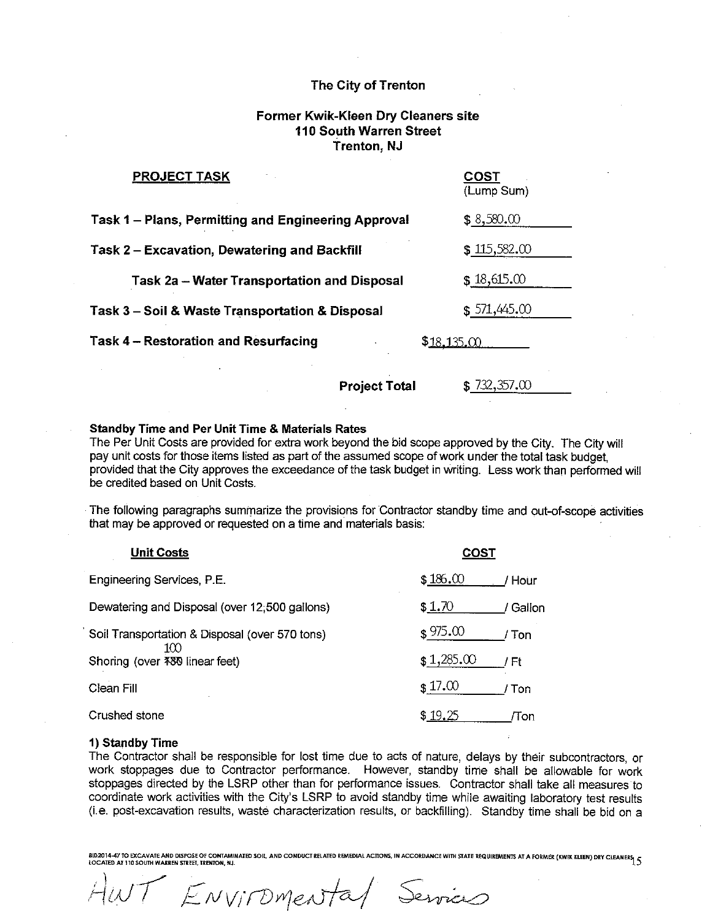# The City of Trenton

## Former Kwik-Kleen Dry Cleaners site
## 110 South Warren Street
## Trenton, NJ

| PROJECT TASK | COST (Lump Sum) |
|---|---|
| **Task 1 – Plans, Permitting and Engineering Approval** | $ 8,580.00 |
| **Task 2 – Excavation, Dewatering and Backfill** | $ 115,582.00 |
| **Task 2a – Water Transportation and Disposal** | $ 18,615.00 |
| **Task 3 – Soil & Waste Transportation & Disposal** | $ 571,445.00 |
| **Task 4 – Restoration and Resurfacing** | $18,135.00 |
| **Project Total** | $ 732,357.00 |

**Standby Time and Per Unit Time & Materials Rates**

The Per Unit Costs are provided for extra work beyond the bid scope approved by the City. The City will pay unit costs for those items listed as part of the assumed scope of work under the total task budget, provided that the City approves the exceedance of the task budget in writing. Less work than performed will be credited based on Unit Costs.

The following paragraphs summarize the provisions for Contractor standby time and out-of-scope activities that may be approved or requested on a time and materials basis:

| Unit Costs | COST |
|---|---|
| Engineering Services, P.E. | $ 186.00 / Hour |
| Dewatering and Disposal (over 12,500 gallons) | $ 1.70 / Gallon |
| Soil Transportation & Disposal (over 570 tons) | $ 975.00 / Ton |
| Shoring (over ~~180~~ 100 linear feet) | $ 1,285.00 / Ft |
| Clean Fill | $ 17.00 / Ton |
| Crushed stone | $ 19.25 /Ton |

**1) Standby Time**

The Contractor shall be responsible for lost time due to acts of nature, delays by their subcontractors, or work stoppages due to Contractor performance. However, standby time shall be allowable for work stoppages directed by the LSRP other than for performance issues. Contractor shall take all measures to coordinate work activities with the City's LSRP to avoid standby time while awaiting laboratory test results (i.e. post-excavation results, waste characterization results, or backfilling). Standby time shall be bid on a

BID2014-47 TO EXCAVATE AND DISPOSE OF CONTAMINATED SOIL AND CONDUCT RELATED REMEDIAL ACTIONS, IN ACCORDANCE WITH STATE REQUIREMENTS AT A FORMER (KWIK KLEEN) DRY CLEANERS LOCATED AT 110 SOUTH WARREN STREET, TRENTON, NJ.

AWT Envirnmental Services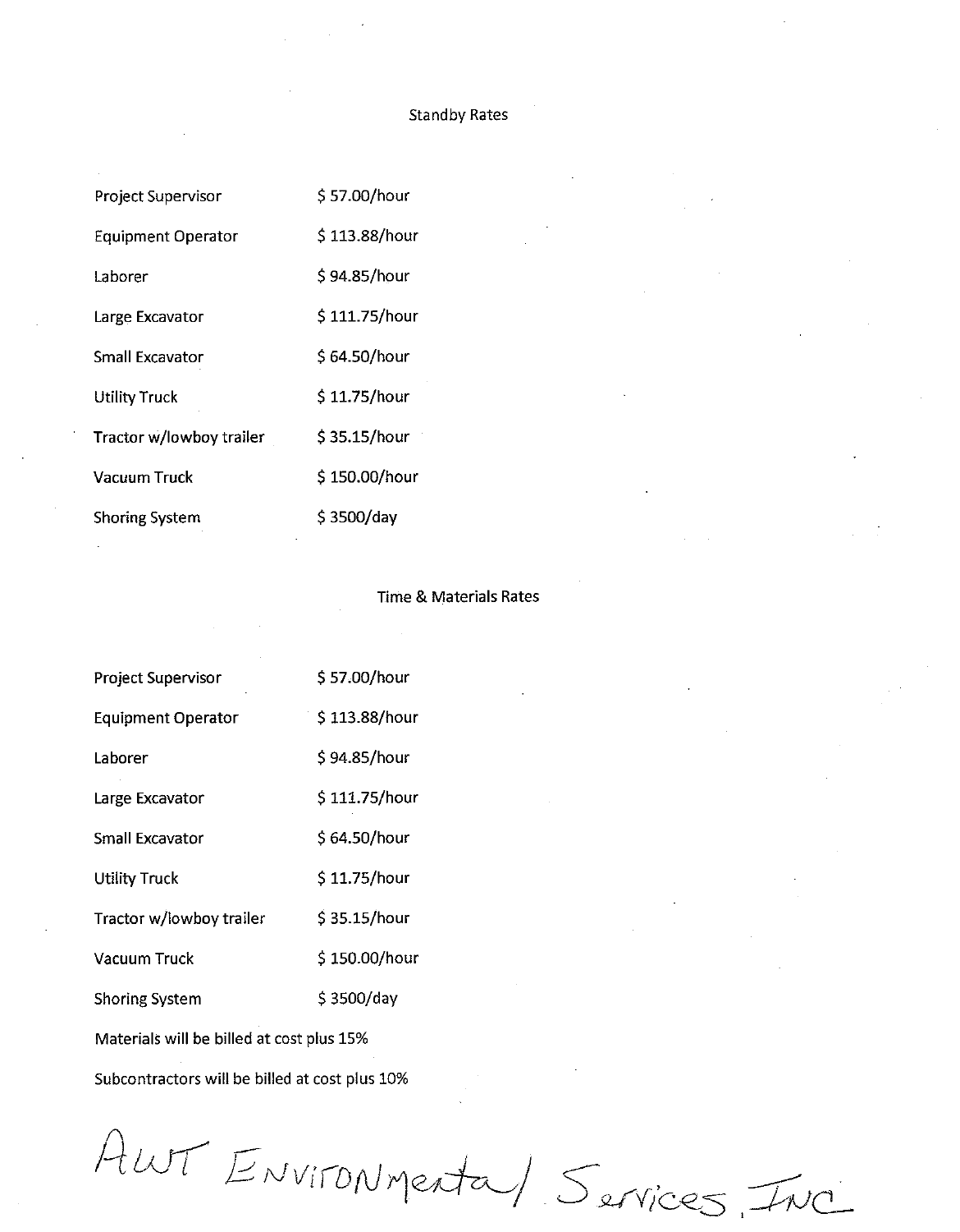## Standby Rates

| | |
|---|---|
| Project Supervisor | $ 57.00/hour |
| Equipment Operator | $ 113.88/hour |
| Laborer | $ 94.85/hour |
| Large Excavator | $ 111.75/hour |
| Small Excavator | $ 64.50/hour |
| Utility Truck | $ 11.75/hour |
| Tractor w/lowboy trailer | $ 35.15/hour |
| Vacuum Truck | $ 150.00/hour |
| Shoring System | $ 3500/day |

## Time & Materials Rates

| | |
|---|---|
| Project Supervisor | $ 57.00/hour |
| Equipment Operator | $ 113.88/hour |
| Laborer | $ 94.85/hour |
| Large Excavator | $ 111.75/hour |
| Small Excavator | $ 64.50/hour |
| Utility Truck | $ 11.75/hour |
| Tractor w/lowboy trailer | $ 35.15/hour |
| Vacuum Truck | $ 150.00/hour |
| Shoring System | $ 3500/day |

Materials will be billed at cost plus 15%

Subcontractors will be billed at cost plus 10%

AWT Environmental Services, Inc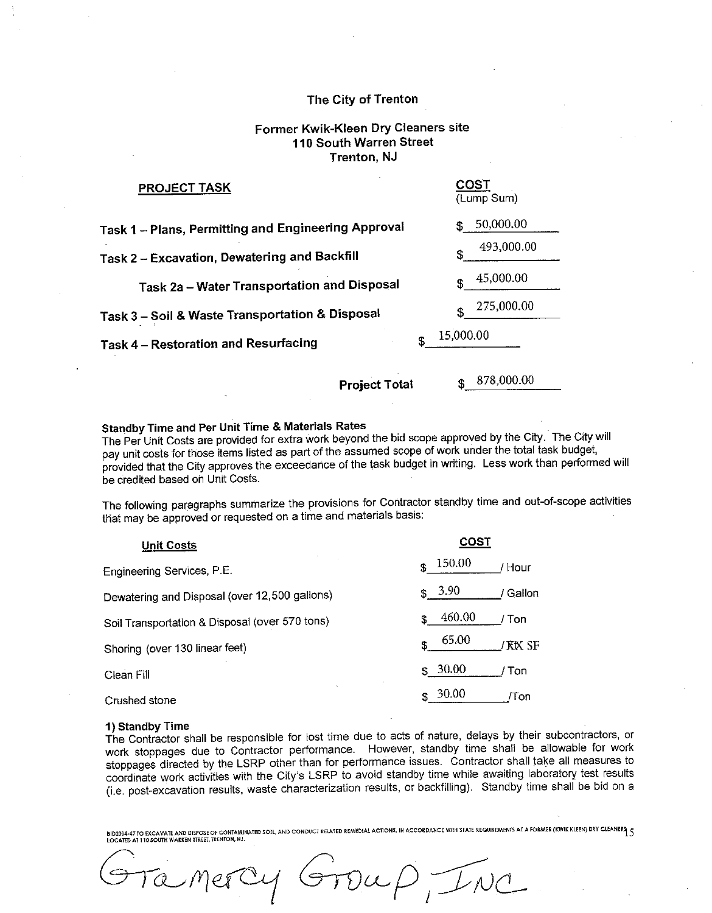The City of Trenton

Former Kwik-Kleen Dry Cleaners site
110 South Warren Street
Trenton, NJ

| PROJECT TASK | COST (Lump Sum) |
|---|---|
| Task 1 – Plans, Permitting and Engineering Approval | $ 50,000.00 |
| Task 2 – Excavation, Dewatering and Backfill | $ 493,000.00 |
| Task 2a – Water Transportation and Disposal | $ 45,000.00 |
| Task 3 – Soil & Waste Transportation & Disposal | $ 275,000.00 |
| Task 4 – Restoration and Resurfacing | $ 15,000.00 |
| **Project Total** | $ 878,000.00 |

**Standby Time and Per Unit Time & Materials Rates**

The Per Unit Costs are provided for extra work beyond the bid scope approved by the City. The City will pay unit costs for those items listed as part of the assumed scope of work under the total task budget, provided that the City approves the exceedance of the task budget in writing. Less work than performed will be credited based on Unit Costs.

The following paragraphs summarize the provisions for Contractor standby time and out-of-scope activities that may be approved or requested on a time and materials basis:

| Unit Costs | COST |
|---|---|
| Engineering Services, P.E. | $ 150.00 / Hour |
| Dewatering and Disposal (over 12,500 gallons) | $ 3.90 / Gallon |
| Soil Transportation & Disposal (over 570 tons) | $ 460.00 / Ton |
| Shoring (over 130 linear feet) | $ 65.00 / ~~LF~~ SF |
| Clean Fill | $ 30.00 / Ton |
| Crushed stone | $ 30.00 /Ton |

**1) Standby Time**

The Contractor shall be responsible for lost time due to acts of nature, delays by their subcontractors, or work stoppages due to Contractor performance. However, standby time shall be allowable for work stoppages directed by the LSRP other than for performance issues. Contractor shall take all measures to coordinate work activities with the City's LSRP to avoid standby time while awaiting laboratory test results (i.e. post-excavation results, waste characterization results, or backfilling). Standby time shall be bid on a

BID2014-47 TO EXCAVATE AND DISPOSE OF CONTAMINATED SOIL AND CONDUCT RELATED REMEDIAL ACTIONS, IN ACCORDANCE WITH STATE REQUIREMENTS AT A FORMER (KWIK KLEEN) DRY CLEANERS LOCATED AT 110 SOUTH WARREN STREET, TRENTON, NJ.

Gramercy Group, Inc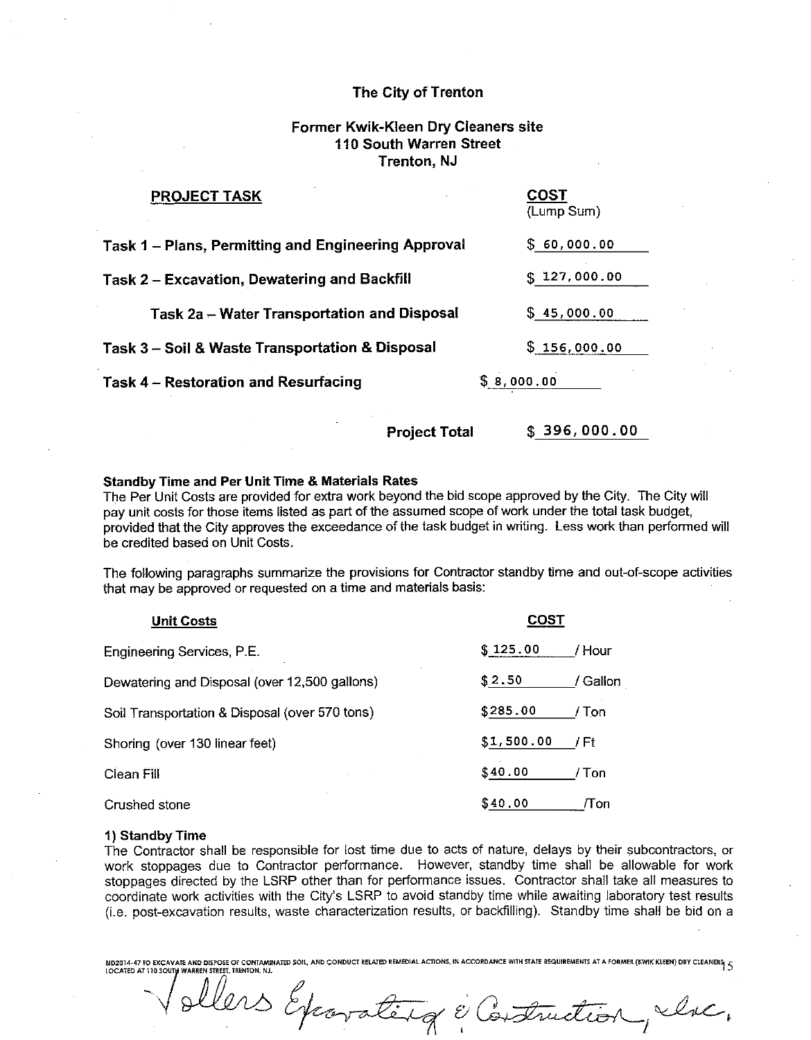# The City of Trenton

## Former Kwik-Kleen Dry Cleaners site
## 110 South Warren Street
## Trenton, NJ

| PROJECT TASK | COST (Lump Sum) |
|---|---|
| **Task 1 – Plans, Permitting and Engineering Approval** | $ 60,000.00 |
| **Task 2 – Excavation, Dewatering and Backfill** | $ 127,000.00 |
| **Task 2a – Water Transportation and Disposal** | $ 45,000.00 |
| **Task 3 – Soil & Waste Transportation & Disposal** | $ 156,000.00 |
| **Task 4 – Restoration and Resurfacing** | $ 8,000.00 |
| **Project Total** | $ 396,000.00 |

**Standby Time and Per Unit Time & Materials Rates**

The Per Unit Costs are provided for extra work beyond the bid scope approved by the City. The City will pay unit costs for those items listed as part of the assumed scope of work under the total task budget, provided that the City approves the exceedance of the task budget in writing. Less work than performed will be credited based on Unit Costs.

The following paragraphs summarize the provisions for Contractor standby time and out-of-scope activities that may be approved or requested on a time and materials basis:

| Unit Costs | COST |
|---|---|
| Engineering Services, P.E. | $ 125.00 / Hour |
| Dewatering and Disposal (over 12,500 gallons) | $ 2.50 / Gallon |
| Soil Transportation & Disposal (over 570 tons) | $285.00 / Ton |
| Shoring (over 130 linear feet) | $1,500.00 / Ft |
| Clean Fill | $40.00 / Ton |
| Crushed stone | $40.00 /Ton |

**1) Standby Time**

The Contractor shall be responsible for lost time due to acts of nature, delays by their subcontractors, or work stoppages due to Contractor performance. However, standby time shall be allowable for work stoppages directed by the LSRP other than for performance issues. Contractor shall take all measures to coordinate work activities with the City's LSRP to avoid standby time while awaiting laboratory test results (i.e. post-excavation results, waste characterization results, or backfilling). Standby time shall be bid on a

BID2014-47 TO EXCAVATE AND DISPOSE OF CONTAMINATED SOIL, AND CONDUCT RELATED REMEDIAL ACTIONS, IN ACCORDANCE WITH STATE REQUIREMENTS AT A FORMER (KWIK KLEEN) DRY CLEANERS LOCATED AT 110 SOUTH WARREN STREET, TRENTON, NJ.

Vollers Excavating & Construction, Inc.